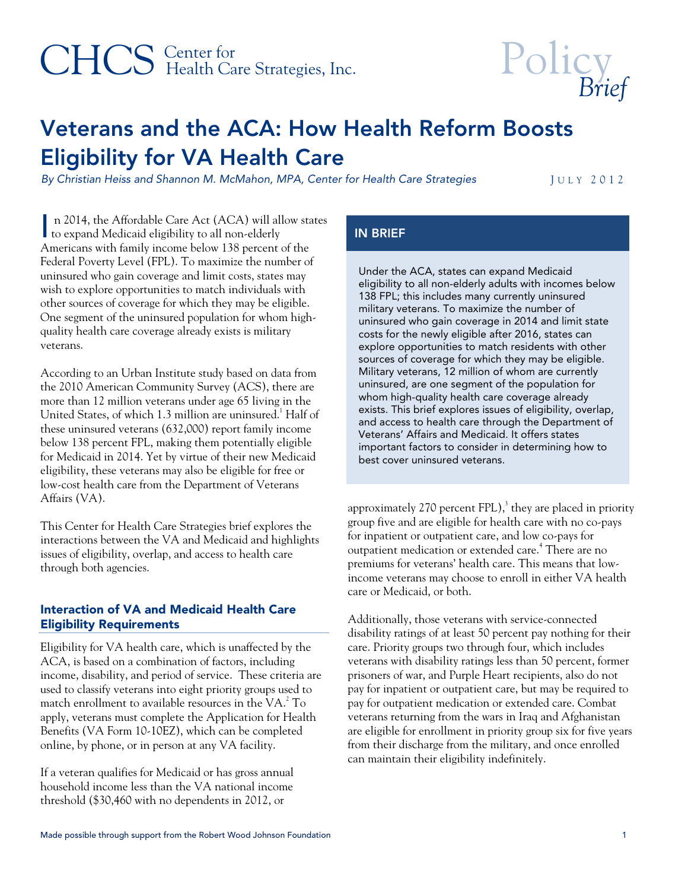CHCS Center for Health Care Strategies, Inc.

Policy *Brief*

# Veterans and the ACA: How Health Reform Boosts Eligibility for VA Health Care

*By Christian Heiss and Shannon M. McMahon, MPA, Center for Health Care Strategies*

JULY 2012

## IN BRIEF

Under the ACA, states can expand Medicaid eligibility to all non-elderly adults with incomes below 138 FPL; this includes many currently uninsured military veterans. To maximize the number of uninsured who gain coverage in 2014 and limit state costs for the newly eligible after 2016, states can explore opportunities to match residents with other sources of coverage for which they may be eligible. Military veterans, 12 million of whom are currently uninsured, are one segment of the population for whom high-quality health care coverage already exists. This brief explores issues of eligibility, overlap, and access to health care through the Department of Veterans' Affairs and Medicaid. It offers states important factors to consider in determining how to best cover uninsured veterans.

In 2014, the Affordable Care Act (ACA) will allow states to expand Medicaid eligibility to all non-elderly Americans with family income below 138 percent of the Federal Poverty Level (FPL). To maximize the number of uninsured who gain coverage and limit costs, states may wish to explore opportunities to match individuals with other sources of coverage for which they may be eligible. One segment of the uninsured population for whom high-quality health care coverage already exists is military veterans.

According to an Urban Institute study based on data from the 2010 American Community Survey (ACS), there are more than 12 million veterans under age 65 living in the United States, of which 1.3 million are uninsured.[1] Half of these uninsured veterans (632,000) report family income below 138 percent FPL, making them potentially eligible for Medicaid in 2014. Yet by virtue of their new Medicaid eligibility, these veterans may also be eligible for free or low-cost health care from the Department of Veterans Affairs (VA).

This Center for Health Care Strategies brief explores the interactions between the VA and Medicaid and highlights issues of eligibility, overlap, and access to health care through both agencies.

### Interaction of VA and Medicaid Health Care Eligibility Requirements

Eligibility for VA health care, which is unaffected by the ACA, is based on a combination of factors, including income, disability, and period of service. These criteria are used to classify veterans into eight priority groups used to match enrollment to available resources in the VA.[2] To apply, veterans must complete the Application for Health Benefits (VA Form 10-10EZ), which can be completed online, by phone, or in person at any VA facility.

If a veteran qualifies for Medicaid or has gross annual household income less than the VA national income threshold ($30,460 with no dependents in 2012, or approximately 270 percent FPL),[3] they are placed in priority group five and are eligible for health care with no co-pays for inpatient or outpatient care, and low co-pays for outpatient medication or extended care.[4] There are no premiums for veterans' health care. This means that low-income veterans may choose to enroll in either VA health care or Medicaid, or both.

Additionally, those veterans with service-connected disability ratings of at least 50 percent pay nothing for their care. Priority groups two through four, which includes veterans with disability ratings less than 50 percent, former prisoners of war, and Purple Heart recipients, also do not pay for inpatient or outpatient care, but may be required to pay for outpatient medication or extended care. Combat veterans returning from the wars in Iraq and Afghanistan are eligible for enrollment in priority group six for five years from their discharge from the military, and once enrolled can maintain their eligibility indefinitely.

Made possible through support from the Robert Wood Johnson Foundation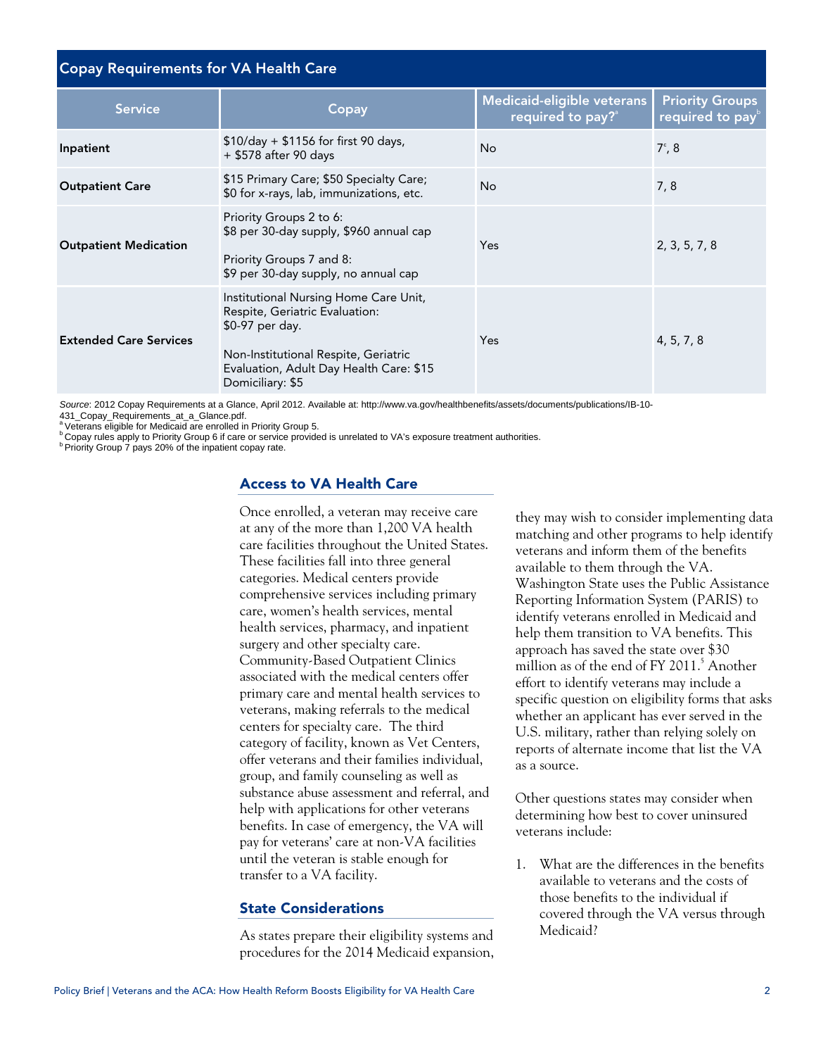## Copay Requirements for VA Health Care

| Service | Copay | Medicaid-eligible veterans required to pay?[a] | Priority Groups required to pay[b] |
|---|---|---|---|
| **Inpatient** | $10/day + $1156 for first 90 days, + $578 after 90 days | No | 7[c], 8 |
| **Outpatient Care** | $15 Primary Care; $50 Specialty Care; $0 for x-rays, lab, immunizations, etc. | No | 7, 8 |
| **Outpatient Medication** | Priority Groups 2 to 6: $8 per 30-day supply, $960 annual cap<br><br>Priority Groups 7 and 8: $9 per 30-day supply, no annual cap | Yes | 2, 3, 5, 7, 8 |
| **Extended Care Services** | Institutional Nursing Home Care Unit, Respite, Geriatric Evaluation: $0-97 per day.<br><br>Non-Institutional Respite, Geriatric Evaluation, Adult Day Health Care: $15<br>Domiciliary: $5 | Yes | 4, 5, 7, 8 |

*Source*: 2012 Copay Requirements at a Glance, April 2012. Available at: http://www.va.gov/healthbenefits/assets/documents/publications/IB-10-431_Copay_Requirements_at_a_Glance.pdf.
[a] Veterans eligible for Medicaid are enrolled in Priority Group 5.
[b] Copay rules apply to Priority Group 6 if care or service provided is unrelated to VA's exposure treatment authorities.
[b] Priority Group 7 pays 20% of the inpatient copay rate.

### Access to VA Health Care

Once enrolled, a veteran may receive care at any of the more than 1,200 VA health care facilities throughout the United States. These facilities fall into three general categories. Medical centers provide comprehensive services including primary care, women's health services, mental health services, pharmacy, and inpatient surgery and other specialty care. Community-Based Outpatient Clinics associated with the medical centers offer primary care and mental health services to veterans, making referrals to the medical centers for specialty care. The third category of facility, known as Vet Centers, offer veterans and their families individual, group, and family counseling as well as substance abuse assessment and referral, and help with applications for other veterans benefits. In case of emergency, the VA will pay for veterans' care at non-VA facilities until the veteran is stable enough for transfer to a VA facility.

### State Considerations

As states prepare their eligibility systems and procedures for the 2014 Medicaid expansion, they may wish to consider implementing data matching and other programs to help identify veterans and inform them of the benefits available to them through the VA. Washington State uses the Public Assistance Reporting Information System (PARIS) to identify veterans enrolled in Medicaid and help them transition to VA benefits. This approach has saved the state over $30 million as of the end of FY 2011.[5] Another effort to identify veterans may include a specific question on eligibility forms that asks whether an applicant has ever served in the U.S. military, rather than relying solely on reports of alternate income that list the VA as a source.

Other questions states may consider when determining how best to cover uninsured veterans include:

1. What are the differences in the benefits available to veterans and the costs of those benefits to the individual if covered through the VA versus through Medicaid?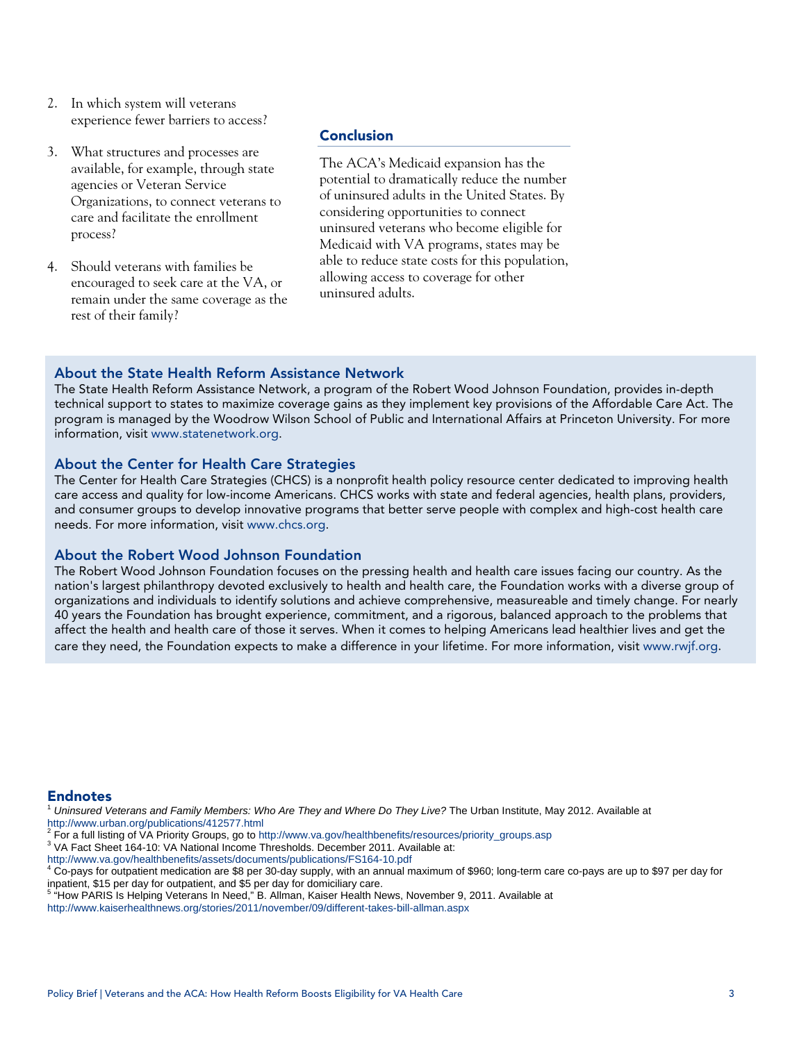2. In which system will veterans experience fewer barriers to access?

3. What structures and processes are available, for example, through state agencies or Veteran Service Organizations, to connect veterans to care and facilitate the enrollment process?

4. Should veterans with families be encouraged to seek care at the VA, or remain under the same coverage as the rest of their family?

## Conclusion

The ACA's Medicaid expansion has the potential to dramatically reduce the number of uninsured adults in the United States. By considering opportunities to connect uninsured veterans who become eligible for Medicaid with VA programs, states may be able to reduce state costs for this population, allowing access to coverage for other uninsured adults.

### About the State Health Reform Assistance Network

The State Health Reform Assistance Network, a program of the Robert Wood Johnson Foundation, provides in-depth technical support to states to maximize coverage gains as they implement key provisions of the Affordable Care Act. The program is managed by the Woodrow Wilson School of Public and International Affairs at Princeton University. For more information, visit www.statenetwork.org.

### About the Center for Health Care Strategies

The Center for Health Care Strategies (CHCS) is a nonprofit health policy resource center dedicated to improving health care access and quality for low-income Americans. CHCS works with state and federal agencies, health plans, providers, and consumer groups to develop innovative programs that better serve people with complex and high-cost health care needs. For more information, visit www.chcs.org.

### About the Robert Wood Johnson Foundation

The Robert Wood Johnson Foundation focuses on the pressing health and health care issues facing our country. As the nation's largest philanthropy devoted exclusively to health and health care, the Foundation works with a diverse group of organizations and individuals to identify solutions and achieve comprehensive, measureable and timely change. For nearly 40 years the Foundation has brought experience, commitment, and a rigorous, balanced approach to the problems that affect the health and health care of those it serves. When it comes to helping Americans lead healthier lives and get the care they need, the Foundation expects to make a difference in your lifetime. For more information, visit www.rwjf.org.

## Endnotes

[1] *Uninsured Veterans and Family Members: Who Are They and Where Do They Live?* The Urban Institute, May 2012. Available at http://www.urban.org/publications/412577.html

[2] For a full listing of VA Priority Groups, go to http://www.va.gov/healthbenefits/resources/priority_groups.asp

[3] VA Fact Sheet 164-10: VA National Income Thresholds. December 2011. Available at: http://www.va.gov/healthbenefits/assets/documents/publications/FS164-10.pdf

[4] Co-pays for outpatient medication are $8 per 30-day supply, with an annual maximum of $960; long-term care co-pays are up to $97 per day for inpatient, $15 per day for outpatient, and $5 per day for domiciliary care.

[5] "How PARIS Is Helping Veterans In Need," B. Allman, Kaiser Health News, November 9, 2011. Available at http://www.kaiserhealthnews.org/stories/2011/november/09/different-takes-bill-allman.aspx